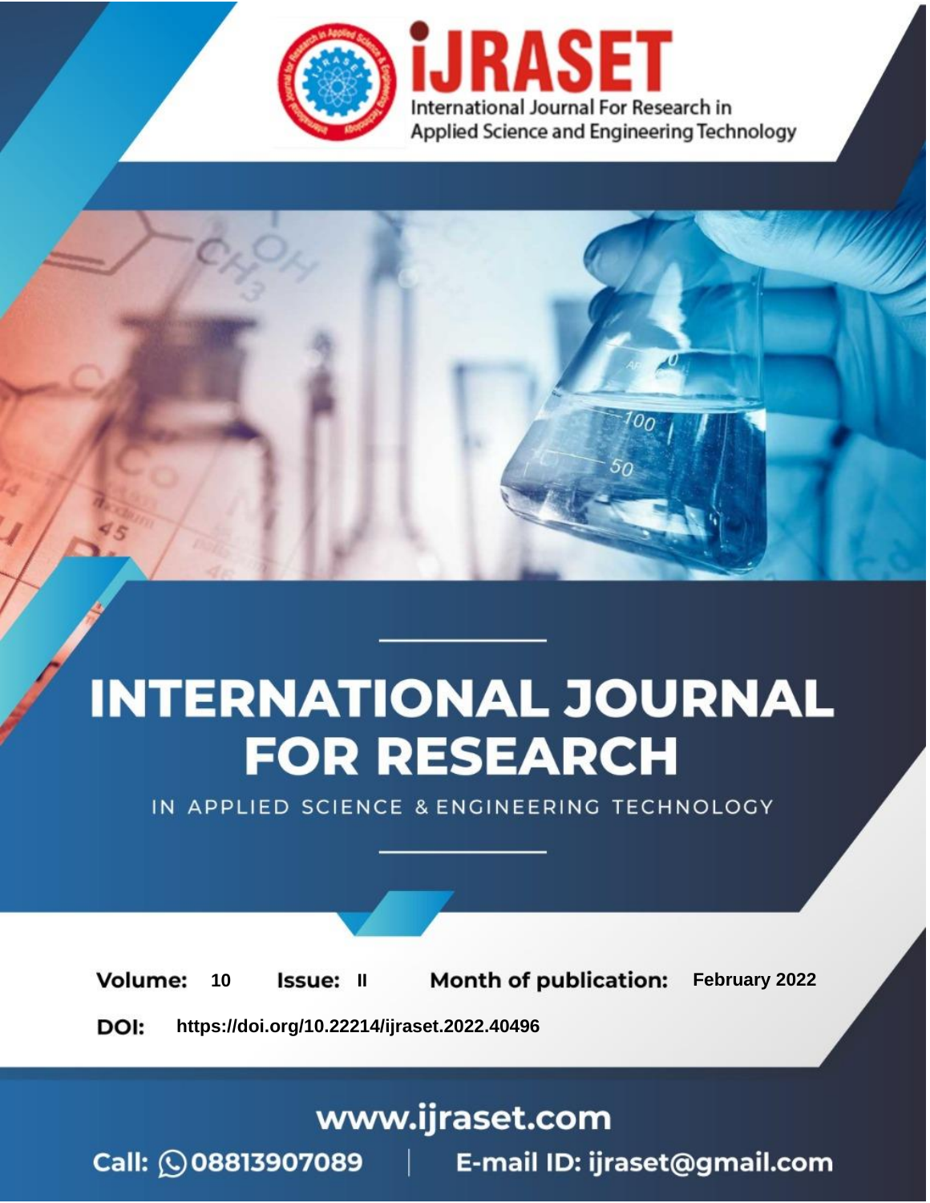iJRASET

International Journal For Research in Applied Science and Engineering Technology

# INTERNATIONAL JOURNAL FOR RESEARCH

IN APPLIED SCIENCE & ENGINEERING TECHNOLOGY

**Volume:** 10 **Issue:** II **Month of publication:** February 2022

**DOI:** https://doi.org/10.22214/ijraset.2022.40496

www.ijraset.com

Call: 08813907089 | E-mail ID: ijraset@gmail.com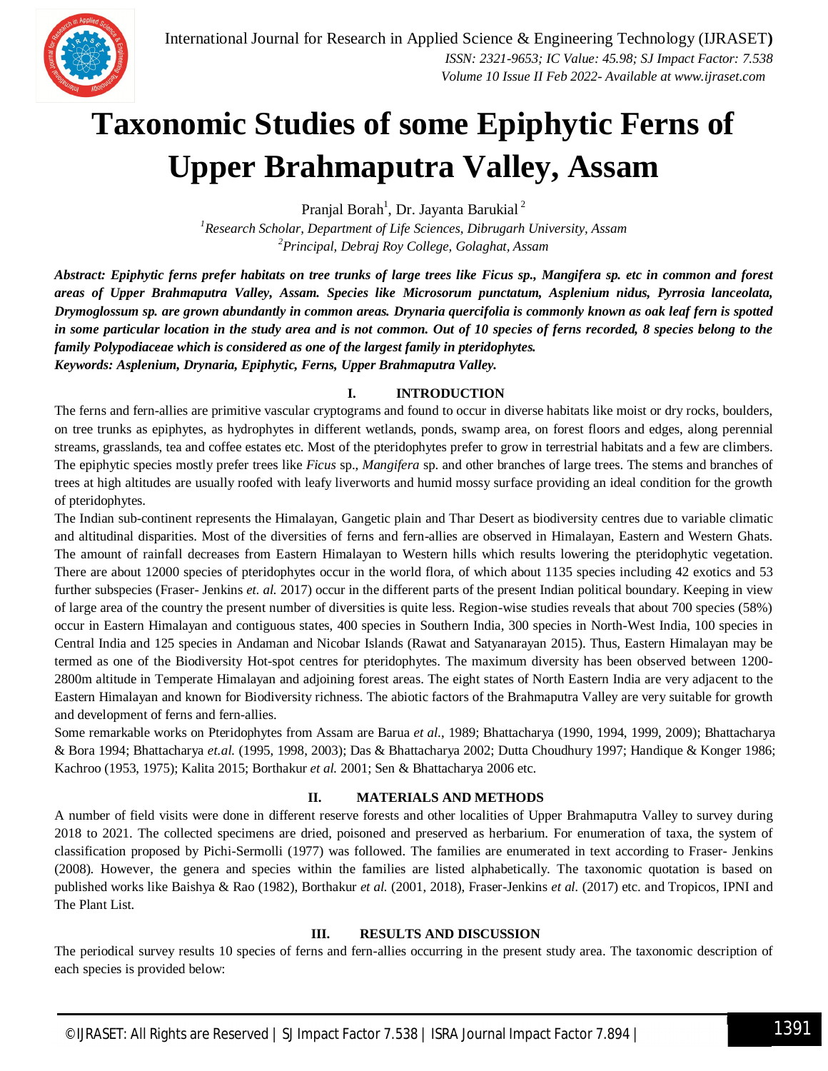# Taxonomic Studies of some Epiphytic Ferns of Upper Brahmaputra Valley, Assam

Pranjal Borah[1], Dr. Jayanta Barukial[2]

[1]*Research Scholar, Department of Life Sciences, Dibrugarh University, Assam*

[2]*Principal, Debraj Roy College, Golaghat, Assam*

***Abstract: Epiphytic ferns prefer habitats on tree trunks of large trees like Ficus sp., Mangifera sp. etc in common and forest areas of Upper Brahmaputra Valley, Assam. Species like Microsorum punctatum, Asplenium nidus, Pyrrosia lanceolata, Drymoglossum sp. are grown abundantly in common areas. Drynaria quercifolia is commonly known as oak leaf fern is spotted in some particular location in the study area and is not common. Out of 10 species of ferns recorded, 8 species belong to the family Polypodiaceae which is considered as one of the largest family in pteridophytes.***

***Keywords: Asplenium, Drynaria, Epiphytic, Ferns, Upper Brahmaputra Valley.***

## I. INTRODUCTION

The ferns and fern-allies are primitive vascular cryptograms and found to occur in diverse habitats like moist or dry rocks, boulders, on tree trunks as epiphytes, as hydrophytes in different wetlands, ponds, swamp area, on forest floors and edges, along perennial streams, grasslands, tea and coffee estates etc. Most of the pteridophytes prefer to grow in terrestrial habitats and a few are climbers. The epiphytic species mostly prefer trees like *Ficus* sp., *Mangifera* sp. and other branches of large trees. The stems and branches of trees at high altitudes are usually roofed with leafy liverworts and humid mossy surface providing an ideal condition for the growth of pteridophytes.

The Indian sub-continent represents the Himalayan, Gangetic plain and Thar Desert as biodiversity centres due to variable climatic and altitudinal disparities. Most of the diversities of ferns and fern-allies are observed in Himalayan, Eastern and Western Ghats. The amount of rainfall decreases from Eastern Himalayan to Western hills which results lowering the pteridophytic vegetation. There are about 12000 species of pteridophytes occur in the world flora, of which about 1135 species including 42 exotics and 53 further subspecies (Fraser- Jenkins *et. al.* 2017) occur in the different parts of the present Indian political boundary. Keeping in view of large area of the country the present number of diversities is quite less. Region-wise studies reveals that about 700 species (58%) occur in Eastern Himalayan and contiguous states, 400 species in Southern India, 300 species in North-West India, 100 species in Central India and 125 species in Andaman and Nicobar Islands (Rawat and Satyanarayan 2015). Thus, Eastern Himalayan may be termed as one of the Biodiversity Hot-spot centres for pteridophytes. The maximum diversity has been observed between 1200-2800m altitude in Temperate Himalayan and adjoining forest areas. The eight states of North Eastern India are very adjacent to the Eastern Himalayan and known for Biodiversity richness. The abiotic factors of the Brahmaputra Valley are very suitable for growth and development of ferns and fern-allies.

Some remarkable works on Pteridophytes from Assam are Barua *et al*., 1989; Bhattacharya (1990, 1994, 1999, 2009); Bhattacharya & Bora 1994; Bhattacharya *et.al.* (1995, 1998, 2003); Das & Bhattacharya 2002; Dutta Choudhury 1997; Handique & Konger 1986; Kachroo (1953, 1975); Kalita 2015; Borthakur *et al.* 2001; Sen & Bhattacharya 2006 etc.

## II. MATERIALS AND METHODS

A number of field visits were done in different reserve forests and other localities of Upper Brahmaputra Valley to survey during 2018 to 2021. The collected specimens are dried, poisoned and preserved as herbarium. For enumeration of taxa, the system of classification proposed by Pichi-Sermolli (1977) was followed. The families are enumerated in text according to Fraser- Jenkins (2008). However, the genera and species within the families are listed alphabetically. The taxonomic quotation is based on published works like Baishya & Rao (1982), Borthakur *et al.* (2001, 2018), Fraser-Jenkins *et al.* (2017) etc. and Tropicos, IPNI and The Plant List.

## III. RESULTS AND DISCUSSION

The periodical survey results 10 species of ferns and fern-allies occurring in the present study area. The taxonomic description of each species is provided below: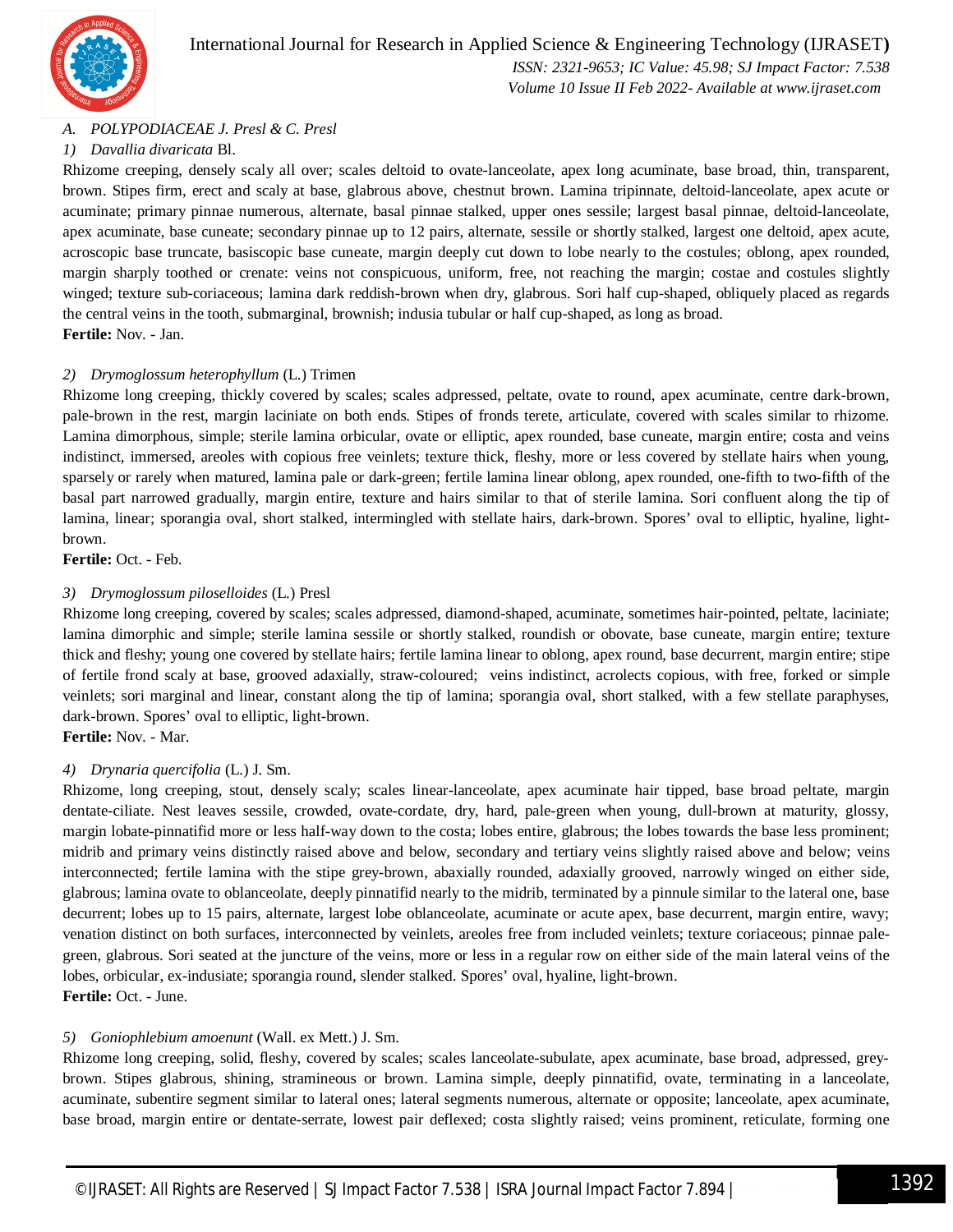### A. POLYPODIACEAE J. Presl & C. Presl

#### 1) *Davallia divaricata* Bl.

Rhizome creeping, densely scaly all over; scales deltoid to ovate-lanceolate, apex long acuminate, base broad, thin, transparent, brown. Stipes firm, erect and scaly at base, glabrous above, chestnut brown. Lamina tripinnate, deltoid-lanceolate, apex acute or acuminate; primary pinnae numerous, alternate, basal pinnae stalked, upper ones sessile; largest basal pinnae, deltoid-lanceolate, apex acuminate, base cuneate; secondary pinnae up to 12 pairs, alternate, sessile or shortly stalked, largest one deltoid, apex acute, acroscopic base truncate, basiscopic base cuneate, margin deeply cut down to lobe nearly to the costules; oblong, apex rounded, margin sharply toothed or crenate: veins not conspicuous, uniform, free, not reaching the margin; costae and costules slightly winged; texture sub-coriaceous; lamina dark reddish-brown when dry, glabrous. Sori half cup-shaped, obliquely placed as regards the central veins in the tooth, submarginal, brownish; indusia tubular or half cup-shaped, as long as broad.

**Fertile:** Nov. - Jan.

#### 2) *Drymoglossum heterophyllum* (L.) Trimen

Rhizome long creeping, thickly covered by scales; scales adpressed, peltate, ovate to round, apex acuminate, centre dark-brown, pale-brown in the rest, margin laciniate on both ends. Stipes of fronds terete, articulate, covered with scales similar to rhizome. Lamina dimorphous, simple; sterile lamina orbicular, ovate or elliptic, apex rounded, base cuneate, margin entire; costa and veins indistinct, immersed, areoles with copious free veinlets; texture thick, fleshy, more or less covered by stellate hairs when young, sparsely or rarely when matured, lamina pale or dark-green; fertile lamina linear oblong, apex rounded, one-fifth to two-fifth of the basal part narrowed gradually, margin entire, texture and hairs similar to that of sterile lamina. Sori confluent along the tip of lamina, linear; sporangia oval, short stalked, intermingled with stellate hairs, dark-brown. Spores' oval to elliptic, hyaline, light-brown.

**Fertile:** Oct. - Feb.

#### 3) *Drymoglossum piloselloides* (L.) Presl

Rhizome long creeping, covered by scales; scales adpressed, diamond-shaped, acuminate, sometimes hair-pointed, peltate, laciniate; lamina dimorphic and simple; sterile lamina sessile or shortly stalked, roundish or obovate, base cuneate, margin entire; texture thick and fleshy; young one covered by stellate hairs; fertile lamina linear to oblong, apex round, base decurrent, margin entire; stipe of fertile frond scaly at base, grooved adaxially, straw-coloured; veins indistinct, acrolects copious, with free, forked or simple veinlets; sori marginal and linear, constant along the tip of lamina; sporangia oval, short stalked, with a few stellate paraphyses, dark-brown. Spores' oval to elliptic, light-brown.

**Fertile:** Nov. - Mar.

#### 4) *Drynaria quercifolia* (L.) J. Sm.

Rhizome, long creeping, stout, densely scaly; scales linear-lanceolate, apex acuminate hair tipped, base broad peltate, margin dentate-ciliate. Nest leaves sessile, crowded, ovate-cordate, dry, hard, pale-green when young, dull-brown at maturity, glossy, margin lobate-pinnatifid more or less half-way down to the costa; lobes entire, glabrous; the lobes towards the base less prominent; midrib and primary veins distinctly raised above and below, secondary and tertiary veins slightly raised above and below; veins interconnected; fertile lamina with the stipe grey-brown, abaxially rounded, adaxially grooved, narrowly winged on either side, glabrous; lamina ovate to oblanceolate, deeply pinnatifid nearly to the midrib, terminated by a pinnule similar to the lateral one, base decurrent; lobes up to 15 pairs, alternate, largest lobe oblanceolate, acuminate or acute apex, base decurrent, margin entire, wavy; venation distinct on both surfaces, interconnected by veinlets, areoles free from included veinlets; texture coriaceous; pinnae pale-green, glabrous. Sori seated at the juncture of the veins, more or less in a regular row on either side of the main lateral veins of the lobes, orbicular, ex-indusiate; sporangia round, slender stalked. Spores' oval, hyaline, light-brown.

**Fertile:** Oct. - June.

#### 5) *Goniophlebium amoenunt* (Wall. ex Mett.) J. Sm.

Rhizome long creeping, solid, fleshy, covered by scales; scales lanceolate-subulate, apex acuminate, base broad, adpressed, grey-brown. Stipes glabrous, shining, stramineous or brown. Lamina simple, deeply pinnatifid, ovate, terminating in a lanceolate, acuminate, subentire segment similar to lateral ones; lateral segments numerous, alternate or opposite; lanceolate, apex acuminate, base broad, margin entire or dentate-serrate, lowest pair deflexed; costa slightly raised; veins prominent, reticulate, forming one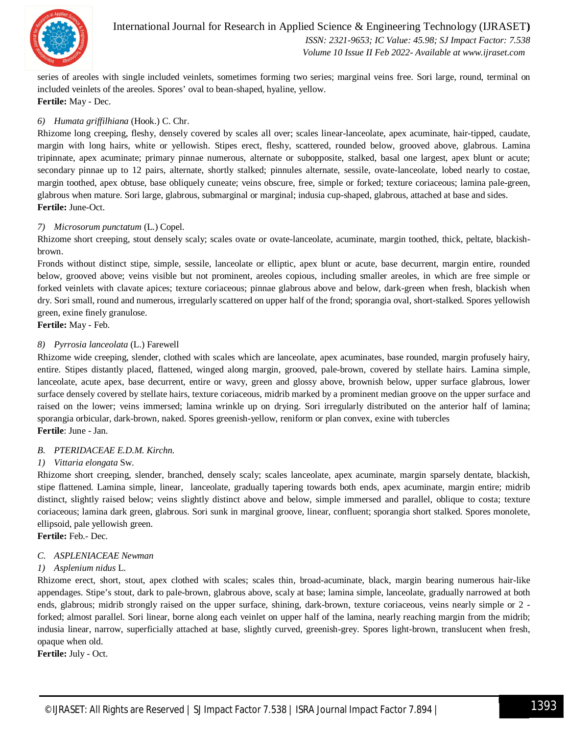series of areoles with single included veinlets, sometimes forming two series; marginal veins free. Sori large, round, terminal on included veinlets of the areoles. Spores' oval to bean-shaped, hyaline, yellow.

**Fertile:** May - Dec.

*6) Humata griffilhiana* (Hook.) C. Chr.

Rhizome long creeping, fleshy, densely covered by scales all over; scales linear-lanceolate, apex acuminate, hair-tipped, caudate, margin with long hairs, white or yellowish. Stipes erect, fleshy, scattered, rounded below, grooved above, glabrous. Lamina tripinnate, apex acuminate; primary pinnae numerous, alternate or subopposite, stalked, basal one largest, apex blunt or acute; secondary pinnae up to 12 pairs, alternate, shortly stalked; pinnules alternate, sessile, ovate-lanceolate, lobed nearly to costae, margin toothed, apex obtuse, base obliquely cuneate; veins obscure, free, simple or forked; texture coriaceous; lamina pale-green, glabrous when mature. Sori large, glabrous, submarginal or marginal; indusia cup-shaped, glabrous, attached at base and sides.

**Fertile:** June-Oct.

*7) Microsorum punctatum* (L.) Copel.

Rhizome short creeping, stout densely scaly; scales ovate or ovate-lanceolate, acuminate, margin toothed, thick, peltate, blackish-brown.

Fronds without distinct stipe, simple, sessile, lanceolate or elliptic, apex blunt or acute, base decurrent, margin entire, rounded below, grooved above; veins visible but not prominent, areoles copious, including smaller areoles, in which are free simple or forked veinlets with clavate apices; texture coriaceous; pinnae glabrous above and below, dark-green when fresh, blackish when dry. Sori small, round and numerous, irregularly scattered on upper half of the frond; sporangia oval, short-stalked. Spores yellowish green, exine finely granulose.

**Fertile:** May - Feb.

*8) Pyrrosia lanceolata* (L.) Farewell

Rhizome wide creeping, slender, clothed with scales which are lanceolate, apex acuminates, base rounded, margin profusely hairy, entire. Stipes distantly placed, flattened, winged along margin, grooved, pale-brown, covered by stellate hairs. Lamina simple, lanceolate, acute apex, base decurrent, entire or wavy, green and glossy above, brownish below, upper surface glabrous, lower surface densely covered by stellate hairs, texture coriaceous, midrib marked by a prominent median groove on the upper surface and raised on the lower; veins immersed; lamina wrinkle up on drying. Sori irregularly distributed on the anterior half of lamina; sporangia orbicular, dark-brown, naked. Spores greenish-yellow, reniform or plan convex, exine with tubercles

**Fertile**: June - Jan.

### *B. PTERIDACEAE E.D.M. Kirchn.*

*1) Vittaria elongata* Sw.

Rhizome short creeping, slender, branched, densely scaly; scales lanceolate, apex acuminate, margin sparsely dentate, blackish, stipe flattened. Lamina simple, linear, lanceolate, gradually tapering towards both ends, apex acuminate, margin entire; midrib distinct, slightly raised below; veins slightly distinct above and below, simple immersed and parallel, oblique to costa; texture coriaceous; lamina dark green, glabrous. Sori sunk in marginal groove, linear, confluent; sporangia short stalked. Spores monolete, ellipsoid, pale yellowish green.

**Fertile:** Feb.- Dec.

### *C. ASPLENIACEAE Newman*

*1) Asplenium nidus* L.

Rhizome erect, short, stout, apex clothed with scales; scales thin, broad-acuminate, black, margin bearing numerous hair-like appendages. Stipe's stout, dark to pale-brown, glabrous above, scaly at base; lamina simple, lanceolate, gradually narrowed at both ends, glabrous; midrib strongly raised on the upper surface, shining, dark-brown, texture coriaceous, veins nearly simple or 2 - forked; almost parallel. Sori linear, borne along each veinlet on upper half of the lamina, nearly reaching margin from the midrib; indusia linear, narrow, superficially attached at base, slightly curved, greenish-grey. Spores light-brown, translucent when fresh, opaque when old.

**Fertile:** July - Oct.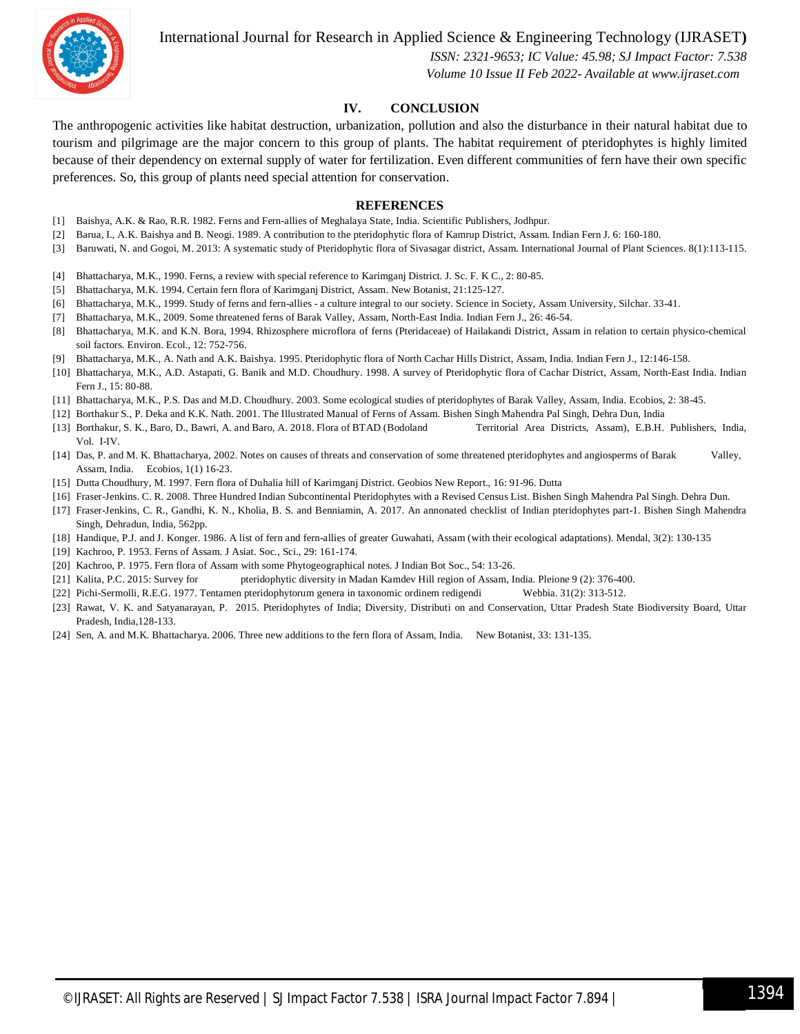## IV. CONCLUSION

The anthropogenic activities like habitat destruction, urbanization, pollution and also the disturbance in their natural habitat due to tourism and pilgrimage are the major concern to this group of plants. The habitat requirement of pteridophytes is highly limited because of their dependency on external supply of water for fertilization. Even different communities of fern have their own specific preferences. So, this group of plants need special attention for conservation.

## REFERENCES

[1] Baishya, A.K. & Rao, R.R. 1982. Ferns and Fern-allies of Meghalaya State, India. Scientific Publishers, Jodhpur.

[2] Barua, I., A.K. Baishya and B. Neogi. 1989. A contribution to the pteridophytic flora of Kamrup District, Assam. Indian Fern J. 6: 160-180.

[3] Baruwati, N. and Gogoi, M. 2013: A systematic study of Pteridophytic flora of Sivasagar district, Assam. International Journal of Plant Sciences. 8(1):113-115.

[4] Bhattacharya, M.K., 1990. Ferns, a review with special reference to Karimganj District. J. Sc. F. K C., 2: 80-85.

[5] Bhattacharya, M.K. 1994. Certain fern flora of Karimganj District, Assam. New Botanist, 21:125-127.

[6] Bhattacharya, M.K., 1999. Study of ferns and fern-allies - a culture integral to our society. Science in Society, Assam University, Silchar. 33-41.

[7] Bhattacharya, M.K., 2009. Some threatened ferns of Barak Valley, Assam, North-East India. Indian Fern J., 26: 46-54.

[8] Bhattacharya, M.K. and K.N. Bora, 1994. Rhizosphere microflora of ferns (Pteridaceae) of Hailakandi District, Assam in relation to certain physico-chemical soil factors. Environ. Ecol., 12: 752-756.

[9] Bhattacharya, M.K., A. Nath and A.K. Baishya. 1995. Pteridophytic flora of North Cachar Hills District, Assam, India. Indian Fern J., 12:146-158.

[10] Bhattacharya, M.K., A.D. Astapati, G. Banik and M.D. Choudhury. 1998. A survey of Pteridophytic flora of Cachar District, Assam, North-East India. Indian Fern J., 15: 80-88.

[11] Bhattacharya, M.K., P.S. Das and M.D. Choudhury. 2003. Some ecological studies of pteridophytes of Barak Valley, Assam, India. Ecobios, 2: 38-45.

[12] Borthakur S., P. Deka and K.K. Nath. 2001. The Illustrated Manual of Ferns of Assam. Bishen Singh Mahendra Pal Singh, Dehra Dun, India

[13] Borthakur, S. K., Baro, D., Bawri, A. and Baro, A. 2018. Flora of BTAD (Bodoland Territorial Area Districts, Assam), E.B.H. Publishers, India, Vol. I-IV.

[14] Das, P. and M. K. Bhattacharya, 2002. Notes on causes of threats and conservation of some threatened pteridophytes and angiosperms of Barak Valley, Assam, India. Ecobios, 1(1) 16-23.

[15] Dutta Choudhury, M. 1997. Fern flora of Duhalia hill of Karimganj District. Geobios New Report., 16: 91-96. Dutta

[16] Fraser-Jenkins. C. R. 2008. Three Hundred Indian Subcontinental Pteridophytes with a Revised Census List. Bishen Singh Mahendra Pal Singh. Dehra Dun.

[17] Fraser-Jenkins, C. R., Gandhi, K. N., Kholia, B. S. and Benniamin, A. 2017. An annonated checklist of Indian pteridophytes part-1. Bishen Singh Mahendra Singh, Dehradun, India, 562pp.

[18] Handique, P.J. and J. Konger. 1986. A list of fern and fern-allies of greater Guwahati, Assam (with their ecological adaptations). Mendal, 3(2): 130-135

[19] Kachroo, P. 1953. Ferns of Assam. J Asiat. Soc., Sci., 29: 161-174.

[20] Kachroo, P. 1975. Fern flora of Assam with some Phytogeographical notes. J Indian Bot Soc., 54: 13-26.

[21] Kalita, P.C. 2015: Survey for pteridophytic diversity in Madan Kamdev Hill region of Assam, India. Pleione 9 (2): 376-400.

[22] Pichi-Sermolli, R.E.G. 1977. Tentamen pteridophytorum genera in taxonomic ordinem redigendi Webbia. 31(2): 313-512.

[23] Rawat, V. K. and Satyanarayan, P. 2015. Pteridophytes of India; Diversity, Distributi on and Conservation, Uttar Pradesh State Biodiversity Board, Uttar Pradesh, India,128-133.

[24] Sen, A. and M.K. Bhattacharya. 2006. Three new additions to the fern flora of Assam, India. New Botanist, 33: 131-135.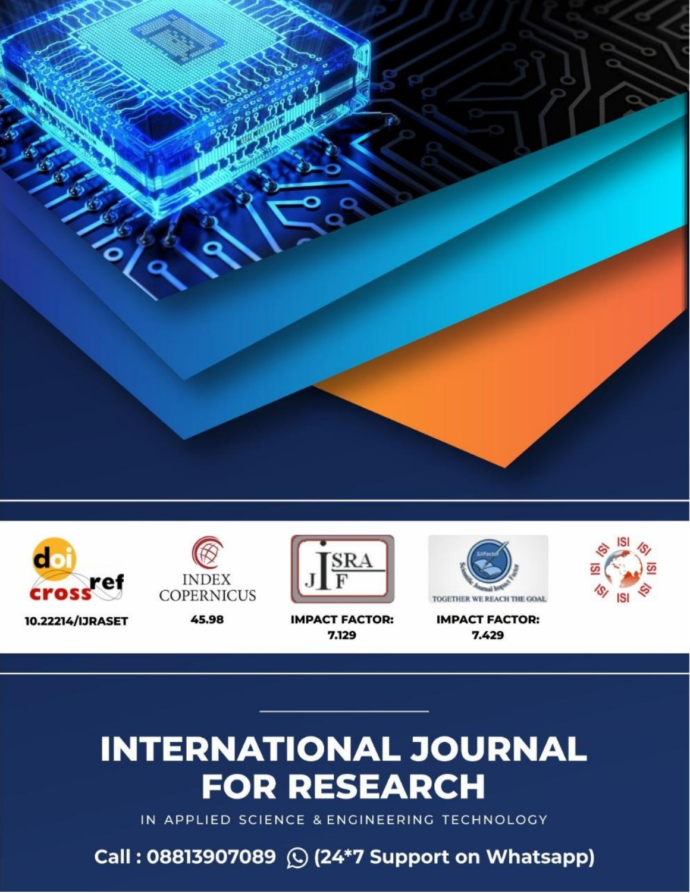10.22214/IJRASET

INDEX COPERNICUS

45.98

IMPACT FACTOR: 7.129

IMPACT FACTOR: 7.429

TOGETHER WE REACH THE GOAL

# INTERNATIONAL JOURNAL FOR RESEARCH

IN APPLIED SCIENCE & ENGINEERING TECHNOLOGY

Call : 08813907089 (24*7 Support on Whatsapp)